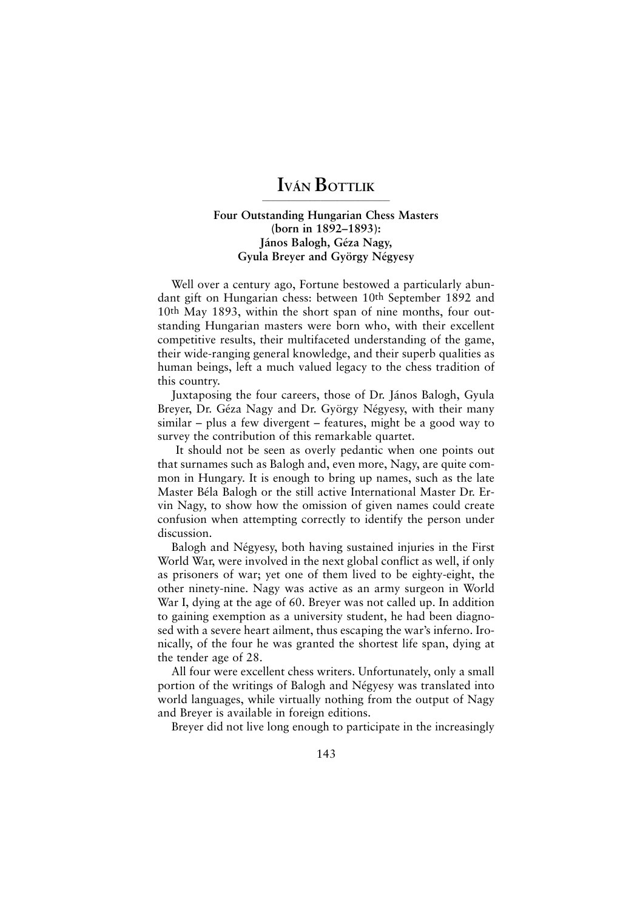# Iván Bottlik

### Four Outstanding Hungarian Chess Masters (born in 1892–1893): János Balogh, Géza Nagy, Gyula Breyer and György Négyesy

Well over a century ago, Fortune bestowed a particularly abundant gift on Hungarian chess: between 10th September 1892 and 10th May 1893, within the short span of nine months, four outstanding Hungarian masters were born who, with their excellent competitive results, their multifaceted understanding of the game, their wide-ranging general knowledge, and their superb qualities as human beings, left a much valued legacy to the chess tradition of this country.

Juxtaposing the four careers, those of Dr. János Balogh, Gyula Breyer, Dr. Géza Nagy and Dr. György Négyesy, with their many similar – plus a few divergent – features, might be a good way to survey the contribution of this remarkable quartet.

It should not be seen as overly pedantic when one points out that surnames such as Balogh and, even more, Nagy, are quite common in Hungary. It is enough to bring up names, such as the late Master Béla Balogh or the still active International Master Dr. Ervin Nagy, to show how the omission of given names could create confusion when attempting correctly to identify the person under discussion.

Balogh and Négyesy, both having sustained injuries in the First World War, were involved in the next global conflict as well, if only as prisoners of war; yet one of them lived to be eighty-eight, the other ninety-nine. Nagy was active as an army surgeon in World War I, dying at the age of 60. Breyer was not called up. In addition to gaining exemption as a university student, he had been diagnosed with a severe heart ailment, thus escaping the war's inferno. Ironically, of the four he was granted the shortest life span, dying at the tender age of 28.

All four were excellent chess writers. Unfortunately, only a small portion of the writings of Balogh and Négyesy was translated into world languages, while virtually nothing from the output of Nagy and Breyer is available in foreign editions.

Breyer did not live long enough to participate in the increasingly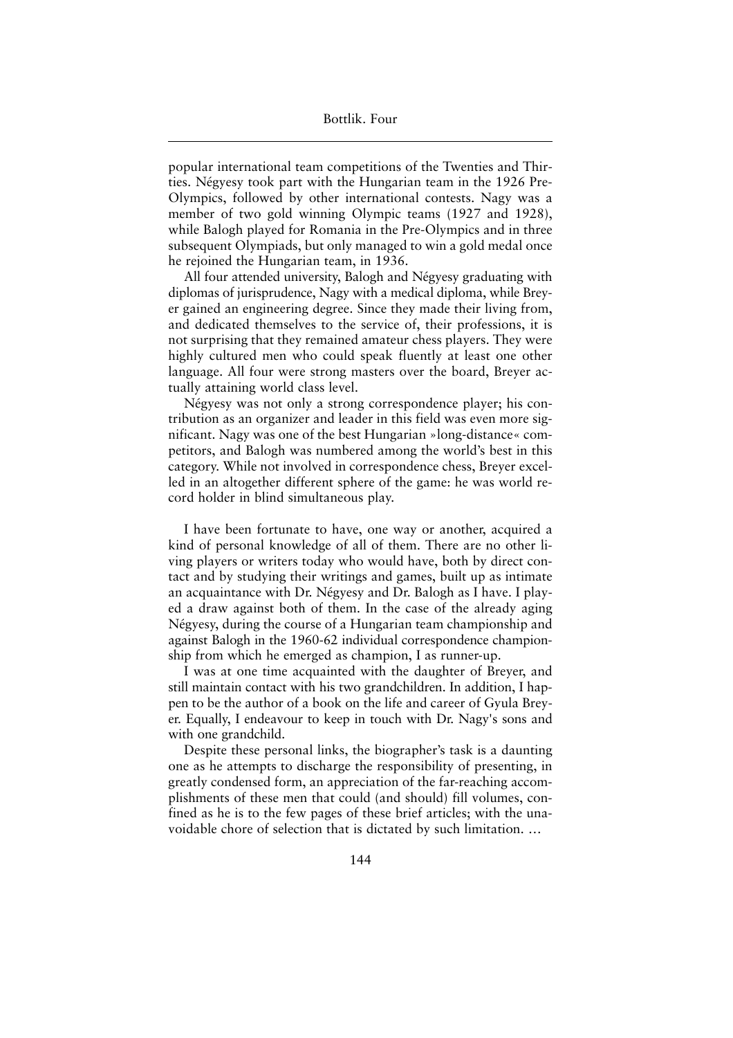popular international team competitions of the Twenties and Thirties. Négyesy took part with the Hungarian team in the 1926 Pre-Olympics, followed by other international contests. Nagy was a member of two gold winning Olympic teams (1927 and 1928), while Balogh played for Romania in the Pre-Olympics and in three subsequent Olympiads, but only managed to win a gold medal once he rejoined the Hungarian team, in 1936.

All four attended university, Balogh and Négyesy graduating with diplomas of jurisprudence, Nagy with a medical diploma, while Breyer gained an engineering degree. Since they made their living from, and dedicated themselves to the service of, their professions, it is not surprising that they remained amateur chess players. They were highly cultured men who could speak fluently at least one other language. All four were strong masters over the board, Breyer actually attaining world class level.

Négyesy was not only a strong correspondence player; his contribution as an organizer and leader in this field was even more significant. Nagy was one of the best Hungarian »long-distance« competitors, and Balogh was numbered among the world's best in this category. While not involved in correspondence chess, Breyer excelled in an altogether different sphere of the game: he was world record holder in blind simultaneous play.

I have been fortunate to have, one way or another, acquired a kind of personal knowledge of all of them. There are no other living players or writers today who would have, both by direct contact and by studying their writings and games, built up as intimate an acquaintance with Dr. Négyesy and Dr. Balogh as I have. I played a draw against both of them. In the case of the already aging Négyesy, during the course of a Hungarian team championship and against Balogh in the 1960-62 individual correspondence championship from which he emerged as champion, I as runner-up.

I was at one time acquainted with the daughter of Breyer, and still maintain contact with his two grandchildren. In addition, I happen to be the author of a book on the life and career of Gyula Breyer. Equally, I endeavour to keep in touch with Dr. Nagy's sons and with one grandchild.

Despite these personal links, the biographer's task is a daunting one as he attempts to discharge the responsibility of presenting, in greatly condensed form, an appreciation of the far-reaching accomplishments of these men that could (and should) fill volumes, confined as he is to the few pages of these brief articles; with the unavoidable chore of selection that is dictated by such limitation. …